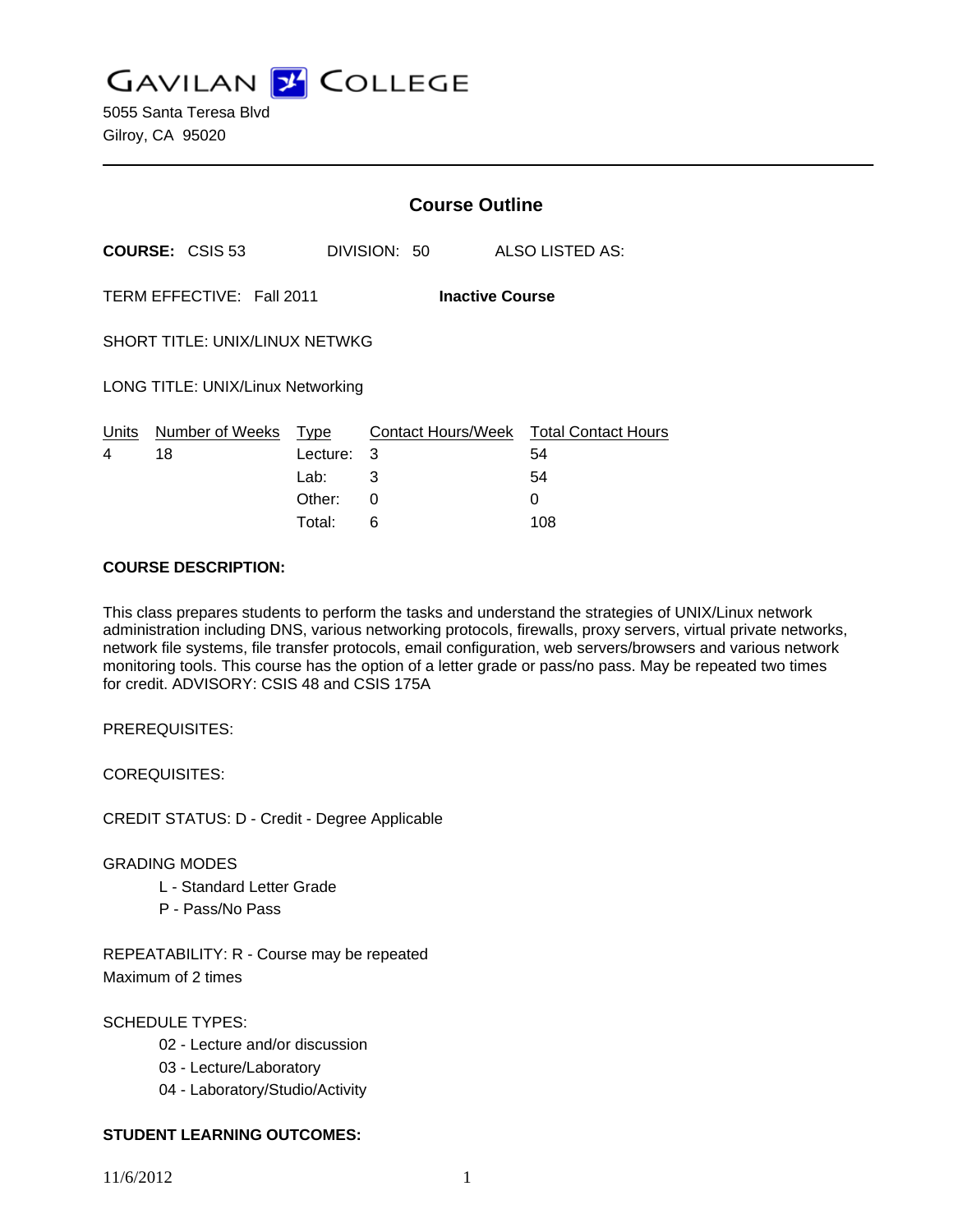# GAVILAN COLLEGE

5055 Santa Teresa Blvd
Gilroy, CA 95020

---

## Course Outline

**COURSE:** CSIS 53 DIVISION: 50 ALSO LISTED AS:

TERM EFFECTIVE: Fall 2011 **Inactive Course**

SHORT TITLE: UNIX/LINUX NETWKG

LONG TITLE: UNIX/Linux Networking

| Units | Number of Weeks | Type | Contact Hours/Week | Total Contact Hours |
|---|---|---|---|---|
| 4 | 18 | Lecture: | 3 | 54 |
| | | Lab: | 3 | 54 |
| | | Other: | 0 | 0 |
| | | Total: | 6 | 108 |

**COURSE DESCRIPTION:**

This class prepares students to perform the tasks and understand the strategies of UNIX/Linux network administration including DNS, various networking protocols, firewalls, proxy servers, virtual private networks, network file systems, file transfer protocols, email configuration, web servers/browsers and various network monitoring tools. This course has the option of a letter grade or pass/no pass. May be repeated two times for credit. ADVISORY: CSIS 48 and CSIS 175A

PREREQUISITES:

COREQUISITES:

CREDIT STATUS: D - Credit - Degree Applicable

GRADING MODES

- L - Standard Letter Grade
- P - Pass/No Pass

REPEATABILITY: R - Course may be repeated
Maximum of 2 times

SCHEDULE TYPES:

- 02 - Lecture and/or discussion
- 03 - Lecture/Laboratory
- 04 - Laboratory/Studio/Activity

**STUDENT LEARNING OUTCOMES:**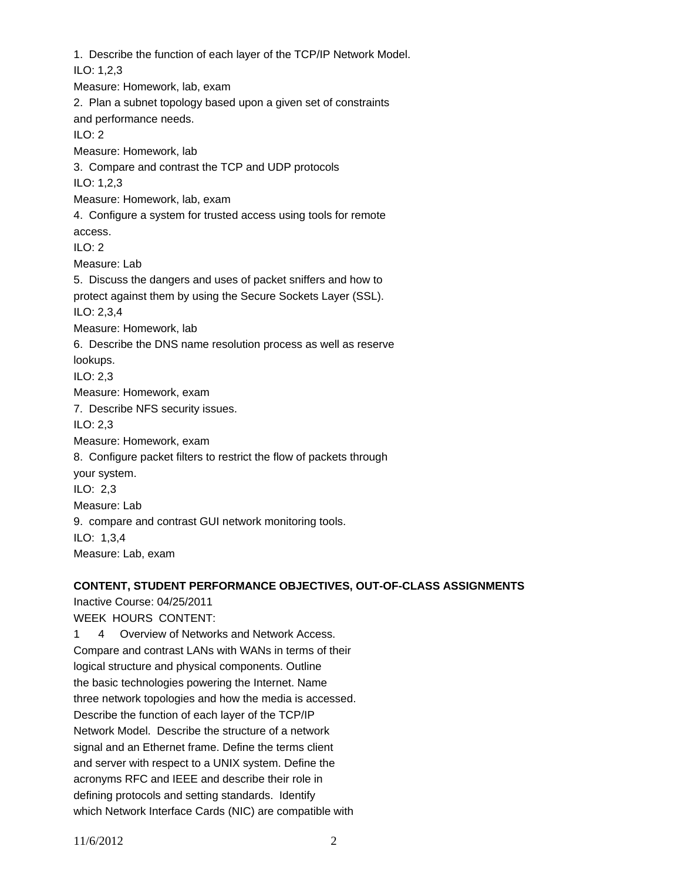1. Describe the function of each layer of the TCP/IP Network Model.
ILO: 1,2,3
Measure: Homework, lab, exam

2. Plan a subnet topology based upon a given set of constraints and performance needs.
ILO: 2
Measure: Homework, lab

3. Compare and contrast the TCP and UDP protocols
ILO: 1,2,3
Measure: Homework, lab, exam

4. Configure a system for trusted access using tools for remote access.
ILO: 2
Measure: Lab

5. Discuss the dangers and uses of packet sniffers and how to protect against them by using the Secure Sockets Layer (SSL).
ILO: 2,3,4
Measure: Homework, lab

6. Describe the DNS name resolution process as well as reserve lookups.
ILO: 2,3
Measure: Homework, exam

7. Describe NFS security issues.
ILO: 2,3
Measure: Homework, exam

8. Configure packet filters to restrict the flow of packets through your system.
ILO: 2,3
Measure: Lab

9. compare and contrast GUI network monitoring tools.
ILO: 1,3,4
Measure: Lab, exam

**CONTENT, STUDENT PERFORMANCE OBJECTIVES, OUT-OF-CLASS ASSIGNMENTS**

Inactive Course: 04/25/2011

WEEK HOURS CONTENT:

1 4 Overview of Networks and Network Access.
Compare and contrast LANs with WANs in terms of their logical structure and physical components. Outline the basic technologies powering the Internet. Name three network topologies and how the media is accessed. Describe the function of each layer of the TCP/IP Network Model. Describe the structure of a network signal and an Ethernet frame. Define the terms client and server with respect to a UNIX system. Define the acronyms RFC and IEEE and describe their role in defining protocols and setting standards. Identify which Network Interface Cards (NIC) are compatible with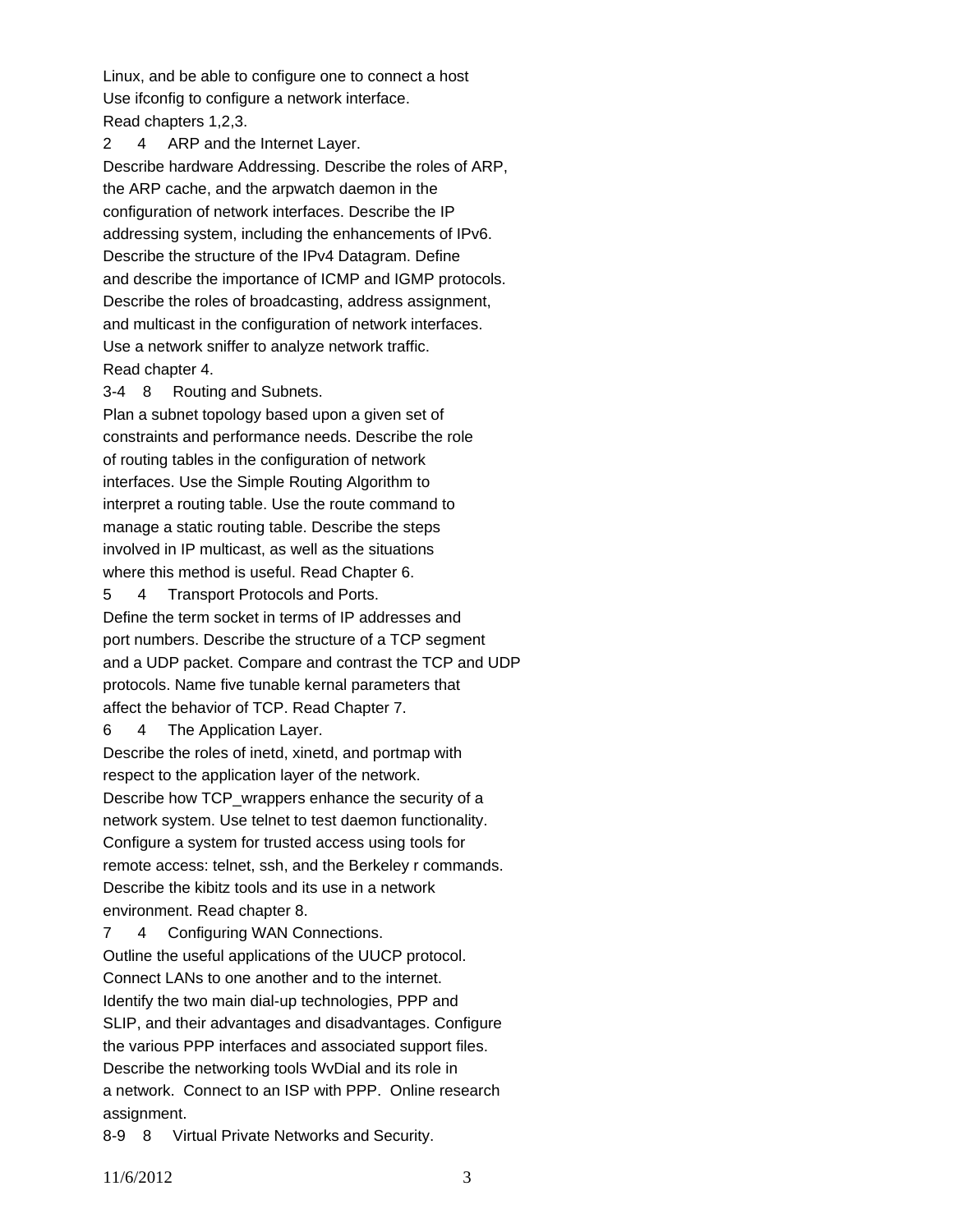Linux, and be able to configure one to connect a host
Use ifconfig to configure a network interface.
Read chapters 1,2,3.

2 4 ARP and the Internet Layer.
Describe hardware Addressing. Describe the roles of ARP, the ARP cache, and the arpwatch daemon in the configuration of network interfaces. Describe the IP addressing system, including the enhancements of IPv6. Describe the structure of the IPv4 Datagram. Define and describe the importance of ICMP and IGMP protocols. Describe the roles of broadcasting, address assignment, and multicast in the configuration of network interfaces. Use a network sniffer to analyze network traffic. Read chapter 4.

3-4 8 Routing and Subnets.
Plan a subnet topology based upon a given set of constraints and performance needs. Describe the role of routing tables in the configuration of network interfaces. Use the Simple Routing Algorithm to interpret a routing table. Use the route command to manage a static routing table. Describe the steps involved in IP multicast, as well as the situations where this method is useful. Read Chapter 6.

5 4 Transport Protocols and Ports.
Define the term socket in terms of IP addresses and port numbers. Describe the structure of a TCP segment and a UDP packet. Compare and contrast the TCP and UDP protocols. Name five tunable kernal parameters that affect the behavior of TCP. Read Chapter 7.

6 4 The Application Layer.
Describe the roles of inetd, xinetd, and portmap with respect to the application layer of the network. Describe how TCP_wrappers enhance the security of a network system. Use telnet to test daemon functionality. Configure a system for trusted access using tools for remote access: telnet, ssh, and the Berkeley r commands. Describe the kibitz tools and its use in a network environment. Read chapter 8.

7 4 Configuring WAN Connections.
Outline the useful applications of the UUCP protocol. Connect LANs to one another and to the internet. Identify the two main dial-up technologies, PPP and SLIP, and their advantages and disadvantages. Configure the various PPP interfaces and associated support files. Describe the networking tools WvDial and its role in a network. Connect to an ISP with PPP. Online research assignment.

8-9 8 Virtual Private Networks and Security.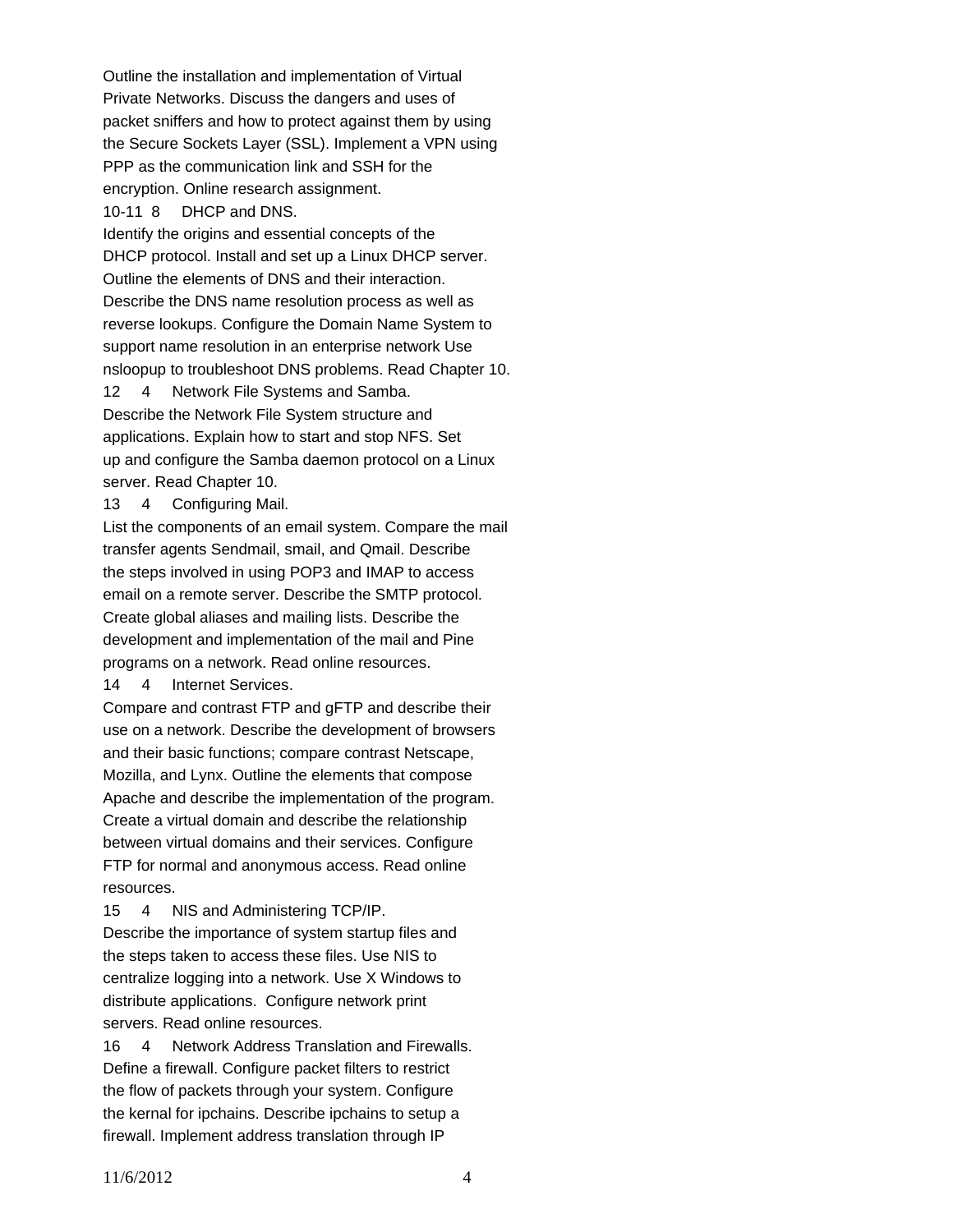Outline the installation and implementation of Virtual Private Networks. Discuss the dangers and uses of packet sniffers and how to protect against them by using the Secure Sockets Layer (SSL). Implement a VPN using PPP as the communication link and SSH for the encryption. Online research assignment.

10-11 8 DHCP and DNS.

Identify the origins and essential concepts of the DHCP protocol. Install and set up a Linux DHCP server. Outline the elements of DNS and their interaction. Describe the DNS name resolution process as well as reverse lookups. Configure the Domain Name System to support name resolution in an enterprise network Use nsloopup to troubleshoot DNS problems. Read Chapter 10.

12 4 Network File Systems and Samba.

Describe the Network File System structure and applications. Explain how to start and stop NFS. Set up and configure the Samba daemon protocol on a Linux server. Read Chapter 10.

13 4 Configuring Mail.

List the components of an email system. Compare the mail transfer agents Sendmail, smail, and Qmail. Describe the steps involved in using POP3 and IMAP to access email on a remote server. Describe the SMTP protocol. Create global aliases and mailing lists. Describe the development and implementation of the mail and Pine programs on a network. Read online resources.

14 4 Internet Services.

Compare and contrast FTP and gFTP and describe their use on a network. Describe the development of browsers and their basic functions; compare contrast Netscape, Mozilla, and Lynx. Outline the elements that compose Apache and describe the implementation of the program. Create a virtual domain and describe the relationship between virtual domains and their services. Configure FTP for normal and anonymous access. Read online resources.

15 4 NIS and Administering TCP/IP.

Describe the importance of system startup files and the steps taken to access these files. Use NIS to centralize logging into a network. Use X Windows to distribute applications. Configure network print servers. Read online resources.

16 4 Network Address Translation and Firewalls.

Define a firewall. Configure packet filters to restrict the flow of packets through your system. Configure the kernal for ipchains. Describe ipchains to setup a firewall. Implement address translation through IP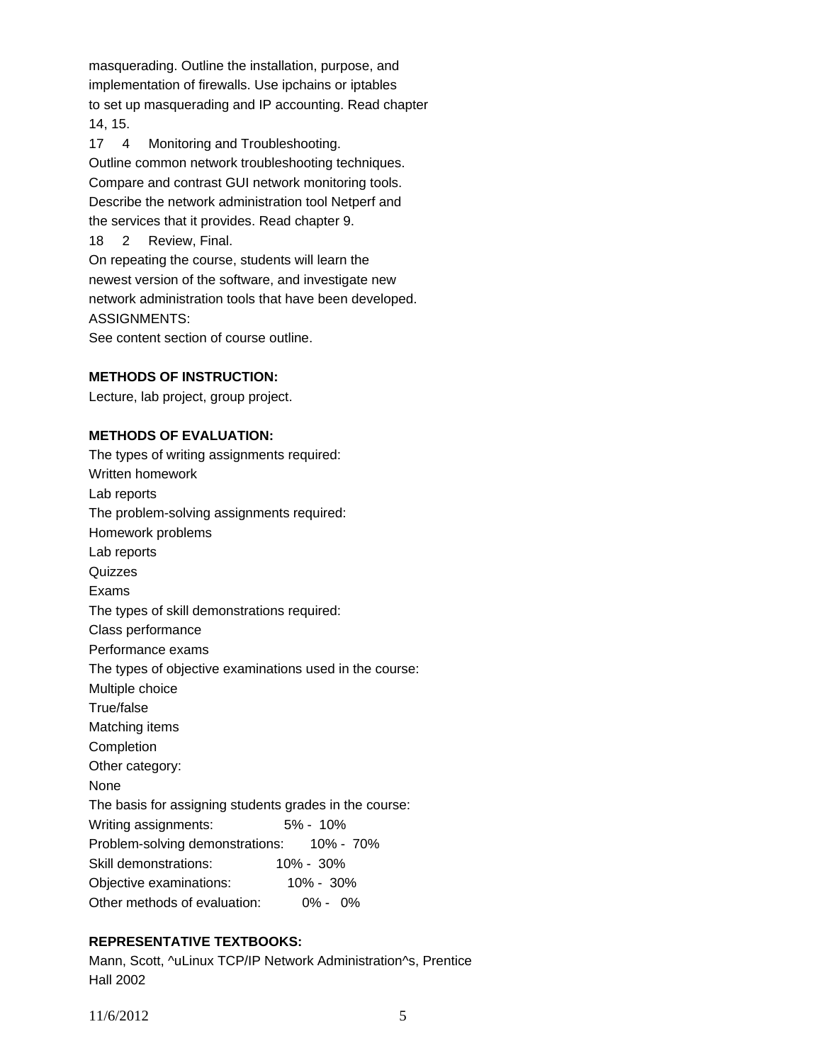masquerading. Outline the installation, purpose, and implementation of firewalls. Use ipchains or iptables to set up masquerading and IP accounting. Read chapter 14, 15.

17 4 Monitoring and Troubleshooting.
Outline common network troubleshooting techniques. Compare and contrast GUI network monitoring tools. Describe the network administration tool Netperf and the services that it provides. Read chapter 9.

18 2 Review, Final.

On repeating the course, students will learn the newest version of the software, and investigate new network administration tools that have been developed.

ASSIGNMENTS:
See content section of course outline.

**METHODS OF INSTRUCTION:**

Lecture, lab project, group project.

**METHODS OF EVALUATION:**

The types of writing assignments required:
Written homework
Lab reports
The problem-solving assignments required:
Homework problems
Lab reports
Quizzes
Exams
The types of skill demonstrations required:
Class performance
Performance exams
The types of objective examinations used in the course:
Multiple choice
True/false
Matching items
Completion
Other category:
None
The basis for assigning students grades in the course:

| | |
|---|---|
| Writing assignments: | 5% - 10% |
| Problem-solving demonstrations: | 10% - 70% |
| Skill demonstrations: | 10% - 30% |
| Objective examinations: | 10% - 30% |
| Other methods of evaluation: | 0% - 0% |

**REPRESENTATIVE TEXTBOOKS:**

Mann, Scott, ^uLinux TCP/IP Network Administration^s, Prentice Hall 2002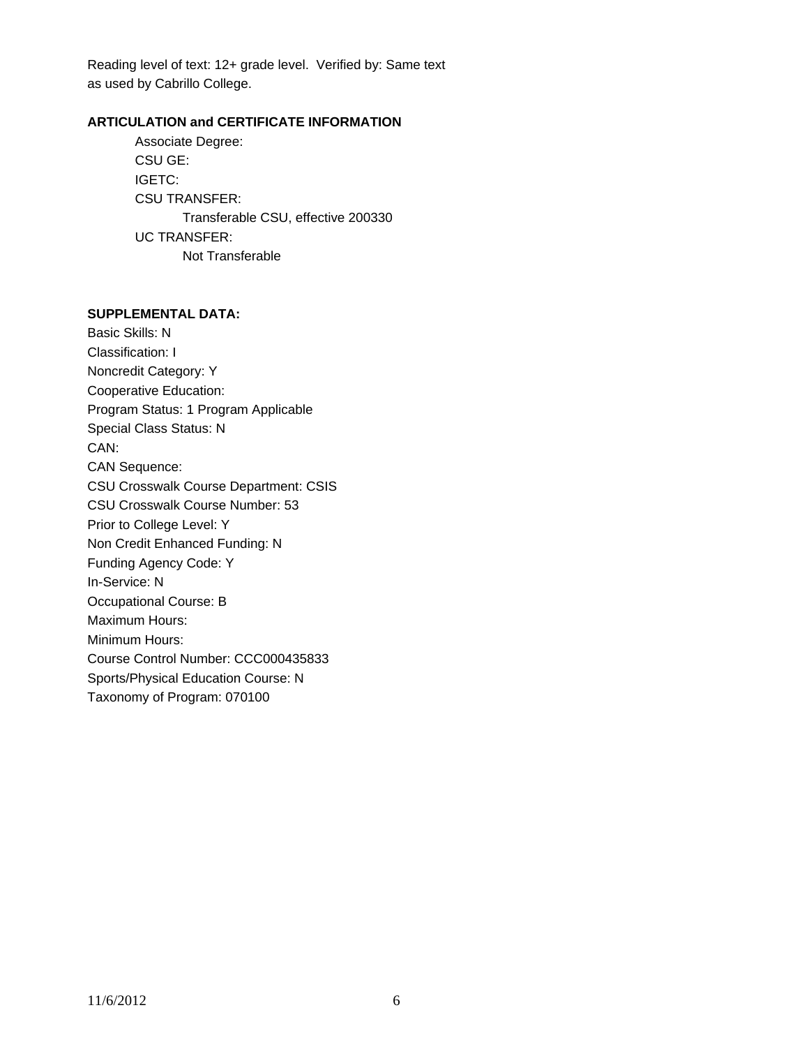Reading level of text: 12+ grade level. Verified by: Same text as used by Cabrillo College.

**ARTICULATION and CERTIFICATE INFORMATION**

Associate Degree:
CSU GE:
IGETC:
CSU TRANSFER:
    Transferable CSU, effective 200330
UC TRANSFER:
    Not Transferable

**SUPPLEMENTAL DATA:**

Basic Skills: N
Classification: I
Noncredit Category: Y
Cooperative Education:
Program Status: 1 Program Applicable
Special Class Status: N
CAN:
CAN Sequence:
CSU Crosswalk Course Department: CSIS
CSU Crosswalk Course Number: 53
Prior to College Level: Y
Non Credit Enhanced Funding: N
Funding Agency Code: Y
In-Service: N
Occupational Course: B
Maximum Hours:
Minimum Hours:
Course Control Number: CCC000435833
Sports/Physical Education Course: N
Taxonomy of Program: 070100